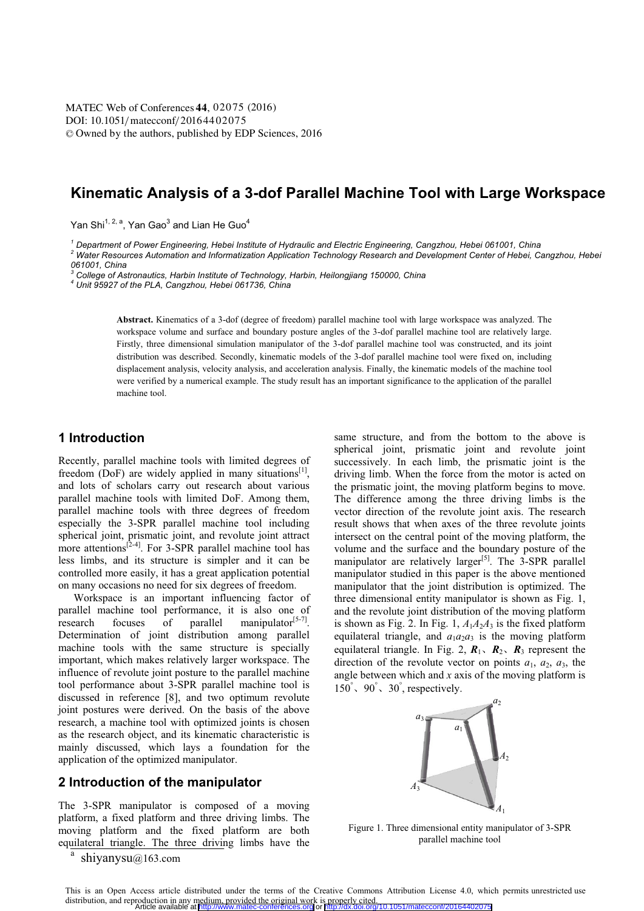# Kinematic Analysis of a 3-dof Parallel Machine Tool with Large Workspace

Yan Shi[1, 2, a], Yan Gao[3] and Lian He Guo[4]

[1] *Department of Power Engineering, Hebei Institute of Hydraulic and Electric Engineering, Cangzhou, Hebei 061001, China*
[2] *Water Resources Automation and Informatization Application Technology Research and Development Center of Hebei, Cangzhou, Hebei 061001, China*
[3] *College of Astronautics, Harbin Institute of Technology, Harbin, Heilongjiang 150000, China*
[4] *Unit 95927 of the PLA, Cangzhou, Hebei 061736, China*

**Abstract.** Kinematics of a 3-dof (degree of freedom) parallel machine tool with large workspace was analyzed. The workspace volume and surface and boundary posture angles of the 3-dof parallel machine tool are relatively large. Firstly, three dimensional simulation manipulator of the 3-dof parallel machine tool was constructed, and its joint distribution was described. Secondly, kinematic models of the 3-dof parallel machine tool were fixed on, including displacement analysis, velocity analysis, and acceleration analysis. Finally, the kinematic models of the machine tool were verified by a numerical example. The study result has an important significance to the application of the parallel machine tool.

## 1 Introduction

Recently, parallel machine tools with limited degrees of freedom (DoF) are widely applied in many situations[1], and lots of scholars carry out research about various parallel machine tools with limited DoF. Among them, parallel machine tools with three degrees of freedom especially the 3-SPR parallel machine tool including spherical joint, prismatic joint, and revolute joint attract more attentions[2-4]. For 3-SPR parallel machine tool has less limbs, and its structure is simpler and it can be controlled more easily, it has a great application potential on many occasions no need for six degrees of freedom.

Workspace is an important influencing factor of parallel machine tool performance, it is also one of research focuses of parallel manipulator[5-7]. Determination of joint distribution among parallel machine tools with the same structure is specially important, which makes relatively larger workspace. The influence of revolute joint posture to the parallel machine tool performance about 3-SPR parallel machine tool is discussed in reference [8], and two optimum revolute joint postures were derived. On the basis of the above research, a machine tool with optimized joints is chosen as the research object, and its kinematic characteristic is mainly discussed, which lays a foundation for the application of the optimized manipulator.

## 2 Introduction of the manipulator

The 3-SPR manipulator is composed of a moving platform, a fixed platform and three driving limbs. The moving platform and the fixed platform are both equilateral triangle. The three driving limbs have the same structure, and from the bottom to the above is spherical joint, prismatic joint and revolute joint successively. In each limb, the prismatic joint is the driving limb. When the force from the motor is acted on the prismatic joint, the moving platform begins to move. The difference among the three driving limbs is the vector direction of the revolute joint axis. The research result shows that when axes of the three revolute joints intersect on the central point of the moving platform, the volume and the surface and the boundary posture of the manipulator are relatively larger[5]. The 3-SPR parallel manipulator studied in this paper is the above mentioned manipulator that the joint distribution is optimized. The three dimensional entity manipulator is shown as Fig. 1, and the revolute joint distribution of the moving platform is shown as Fig. 2. In Fig. 1, $A_1A_2A_3$ is the fixed platform equilateral triangle, and $a_1a_2a_3$ is the moving platform equilateral triangle. In Fig. 2, $\boldsymbol{R}_1$、$\boldsymbol{R}_2$、$\boldsymbol{R}_3$ represent the direction of the revolute vector on points $a_1$, $a_2$, $a_3$, the angle between which and $x$ axis of the moving platform is 150°、90°、30°, respectively.

Figure 1. Three dimensional entity manipulator of 3-SPR parallel machine tool

[a] shiyanysu@163.com

This is an Open Access article distributed under the terms of the Creative Commons Attribution License 4.0, which permits unrestricted use distribution, and reproduction in any medium, provided the original work is properly cited.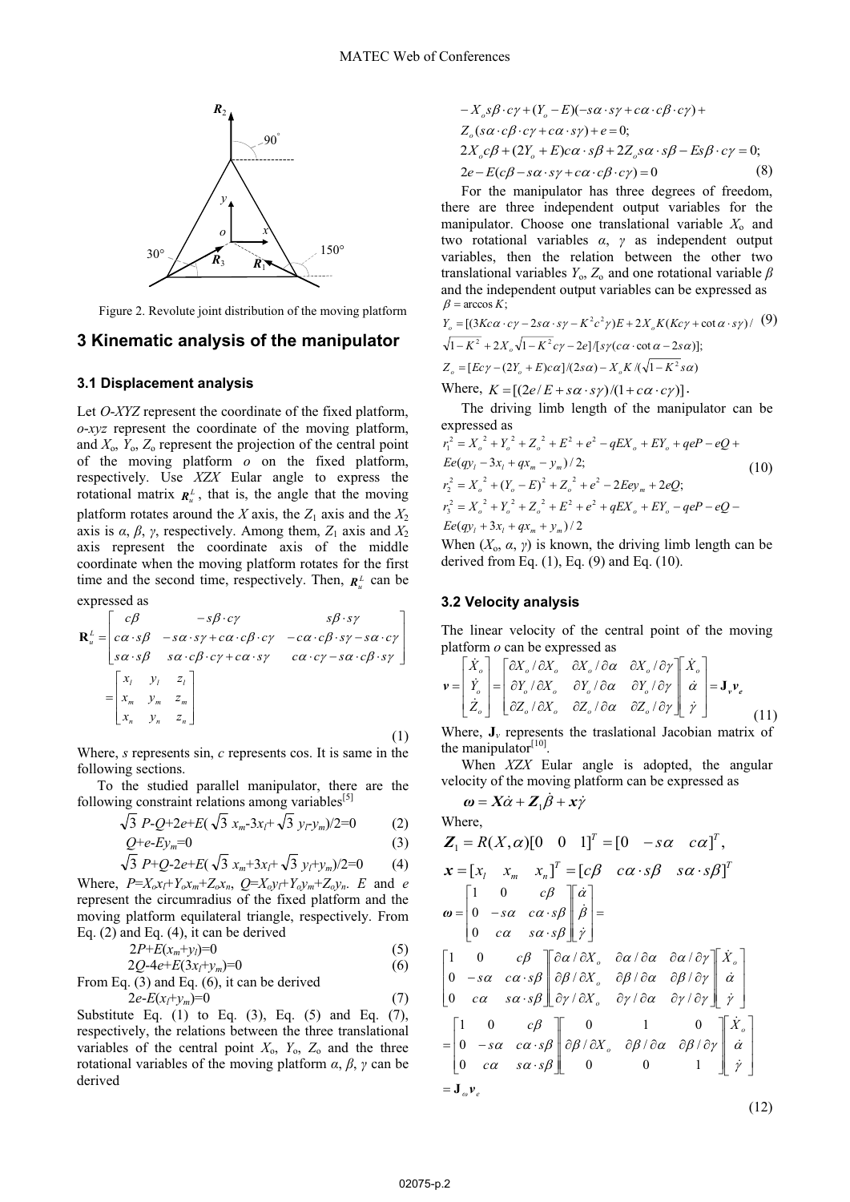Figure 2. Revolute joint distribution of the moving platform

## 3 Kinematic analysis of the manipulator

### 3.1 Displacement analysis

Let $O$-$XYZ$ represent the coordinate of the fixed platform, $o$-$xyz$ represent the coordinate of the moving platform, and $X_o$, $Y_o$, $Z_o$ represent the projection of the central point of the moving platform $o$ on the fixed platform, respectively. Use $XZX$ Eular angle to express the rotational matrix $\mathbf{R}_u^L$, that is, the angle that the moving platform rotates around the $X$ axis, the $Z_1$ axis and the $X_2$ axis is $\alpha$, $\beta$, $\gamma$, respectively. Among them, $Z_1$ axis and $X_2$ axis represent the coordinate axis of the middle coordinate when the moving platform rotates for the first time and the second time, respectively. Then, $\mathbf{R}_u^L$ can be expressed as

$$\mathbf{R}_u^L=\begin{bmatrix} c\beta & -s\beta\cdot c\gamma & s\beta\cdot s\gamma \\ c\alpha\cdot s\beta & -s\alpha\cdot s\gamma+c\alpha\cdot c\beta\cdot c\gamma & -c\alpha\cdot c\beta\cdot s\gamma-s\alpha\cdot c\gamma \\ s\alpha\cdot s\beta & s\alpha\cdot c\beta\cdot c\gamma+c\alpha\cdot s\gamma & c\alpha\cdot c\gamma-s\alpha\cdot c\beta\cdot s\gamma \end{bmatrix} =\begin{bmatrix} x_l & y_l & z_l \\ x_m & y_m & z_m \\ x_n & y_n & z_n \end{bmatrix} \tag{1}$$

Where, $s$ represents sin, $c$ represents cos. It is same in the following sections.

To the studied parallel manipulator, there are the following constraint relations among variables[5]

$$\sqrt{3}P-Q+2e+E(\sqrt{3}x_m-3x_l+\sqrt{3}y_l-y_m)/2=0 \tag{2}$$

$$Q+e-Ey_m=0 \tag{3}$$

$$\sqrt{3}P+Q-2e+E(\sqrt{3}x_m+3x_l+\sqrt{3}y_l+y_m)/2=0 \tag{4}$$

Where, $P=X_ox_l+Y_ox_m+Z_ox_n$, $Q=X_oy_l+Y_oy_m+Z_oy_n$. $E$ and $e$ represent the circumradius of the fixed platform and the moving platform equilateral triangle, respectively. From Eq. (2) and Eq. (4), it can be derived

$$2P+E(x_m+y_l)=0 \tag{5}$$

$$2Q-4e+E(3x_l+y_m)=0 \tag{6}$$

From Eq. (3) and Eq. (6), it can be derived

$$2e-E(x_l+y_m)=0 \tag{7}$$

Substitute Eq. (1) to Eq. (3), Eq. (5) and Eq. (7), respectively, the relations between the three translational variables of the central point $X_o$, $Y_o$, $Z_o$ and the three rotational variables of the moving platform $\alpha$, $\beta$, $\gamma$ can be derived

$$\begin{aligned} &-X_os\beta\cdot c\gamma+(Y_o-E)(-s\alpha\cdot s\gamma+c\alpha\cdot c\beta\cdot c\gamma)+\\ &Z_o(s\alpha\cdot c\beta\cdot c\gamma+c\alpha\cdot s\gamma)+e=0;\\ &2X_oc\beta+(2Y_o+E)c\alpha\cdot s\beta+2Z_os\alpha\cdot s\beta-Es\beta\cdot c\gamma=0;\\ &2e-E(c\beta-s\alpha\cdot s\gamma+c\alpha\cdot c\beta\cdot c\gamma)=0 \end{aligned} \tag{8}$$

For the manipulator has three degrees of freedom, there are three independent output variables for the manipulator. Choose one translational variable $X_o$ and two rotational variables $\alpha$, $\gamma$ as independent output variables, then the relation between the other two translational variables $Y_o$, $Z_o$ and one rotational variable $\beta$ and the independent output variables can be expressed as

$$\begin{aligned} &\beta=\arccos K;\\ &Y_o=[(3Kc\alpha\cdot c\gamma-2s\alpha\cdot s\gamma-K^2c^2\gamma)E+2X_oK(Kc\gamma+\cot\alpha\cdot s\gamma)/\\ &\sqrt{1-K^2}+2X_o\sqrt{1-K^2}c\gamma-2e]/[s\gamma(c\alpha\cdot\cot\alpha-2s\alpha)];\\ &Z_o=[Ec\gamma-(2Y_o+E)c\alpha]/(2s\alpha)-X_oK/(\sqrt{1-K^2}s\alpha) \end{aligned} \tag{9}$$

Where, $K=[(2e/E+s\alpha\cdot s\gamma)/(1+c\alpha\cdot c\gamma)]$.

The driving limb length of the manipulator can be expressed as

$$\begin{aligned} &r_1^2=X_o^2+Y_o^2+Z_o^2+E^2+e^2-qEX_o+EY_o+eqP-eQ+\\ &Ee(qy_l-3x_l+qx_m-y_m)/2;\\ &r_2^2=X_o^2+(Y_o-E)^2+Z_o^2+e^2-2Eey_m+2eQ;\\ &r_3^2=X_o^2+Y_o^2+Z_o^2+E^2+e^2+qEX_o+EY_o-qeP-eQ-\\ &Ee(qy_l+3x_l+qx_m+y_m)/2 \end{aligned} \tag{10}$$

When ($X_o$, $\alpha$, $\gamma$) is known, the driving limb length can be derived from Eq. (1), Eq. (9) and Eq. (10).

### 3.2 Velocity analysis

The linear velocity of the central point of the moving platform $o$ can be expressed as

$$\boldsymbol{v}=\begin{bmatrix}\dot{X}_o\\ \dot{Y}_o\\ \dot{Z}_o\end{bmatrix}=\begin{bmatrix}\partial X_o/\partial X_o & \partial X_o/\partial\alpha & \partial X_o/\partial\gamma\\ \partial Y_o/\partial X_o & \partial Y_o/\partial\alpha & \partial Y_o/\partial\gamma\\ \partial Z_o/\partial X_o & \partial Z_o/\partial\alpha & \partial Z_o/\partial\gamma\end{bmatrix}\begin{bmatrix}\dot{X}_o\\ \dot{\alpha}\\ \dot{\gamma}\end{bmatrix}=\mathbf{J}_v\boldsymbol{v}_e \tag{11}$$

Where, $\mathbf{J}_v$ represents the traslational Jacobian matrix of the manipulator[10].

When $XZX$ Eular angle is adopted, the angular velocity of the moving platform can be expressed as

$$\boldsymbol{\omega}=\boldsymbol{X}\dot{\alpha}+\boldsymbol{Z}_1\dot{\beta}+\boldsymbol{x}\dot{\gamma}$$

Where,

$$\boldsymbol{Z}_1=R(X,\alpha)[0\quad 0\quad 1]^T=[0\quad -s\alpha\quad c\alpha]^T,$$

$$\boldsymbol{x}=[x_l\quad x_m\quad x_n]^T=[c\beta\quad c\alpha\cdot s\beta\quad s\alpha\cdot s\beta]^T$$

$$\begin{aligned} \boldsymbol{\omega}&=\begin{bmatrix}1 & 0 & c\beta\\ 0 & -s\alpha & c\alpha\cdot s\beta\\ 0 & c\alpha & s\alpha\cdot s\beta\end{bmatrix}\begin{bmatrix}\dot{\alpha}\\ \dot{\beta}\\ \dot{\gamma}\end{bmatrix}=\\ &\begin{bmatrix}1 & 0 & c\beta\\ 0 & -s\alpha & c\alpha\cdot s\beta\\ 0 & c\alpha & s\alpha\cdot s\beta\end{bmatrix}\begin{bmatrix}\partial\alpha/\partial X_o & \partial\alpha/\partial\alpha & \partial\alpha/\partial\gamma\\ \partial\beta/\partial X_o & \partial\beta/\partial\alpha & \partial\beta/\partial\gamma\\ \partial\gamma/\partial X_o & \partial\gamma/\partial\alpha & \partial\gamma/\partial\gamma\end{bmatrix}\begin{bmatrix}\dot{X}_o\\ \dot{\alpha}\\ \dot{\gamma}\end{bmatrix}\\ &=\begin{bmatrix}1 & 0 & c\beta\\ 0 & -s\alpha & c\alpha\cdot s\beta\\ 0 & c\alpha & s\alpha\cdot s\beta\end{bmatrix}\begin{bmatrix}0 & 1 & 0\\ \partial\beta/\partial X_o & \partial\beta/\partial\alpha & \partial\beta/\partial\gamma\\ 0 & 0 & 1\end{bmatrix}\begin{bmatrix}\dot{X}_o\\ \dot{\alpha}\\ \dot{\gamma}\end{bmatrix}\\ &=\mathbf{J}_\omega\boldsymbol{v}_e \end{aligned} \tag{12}$$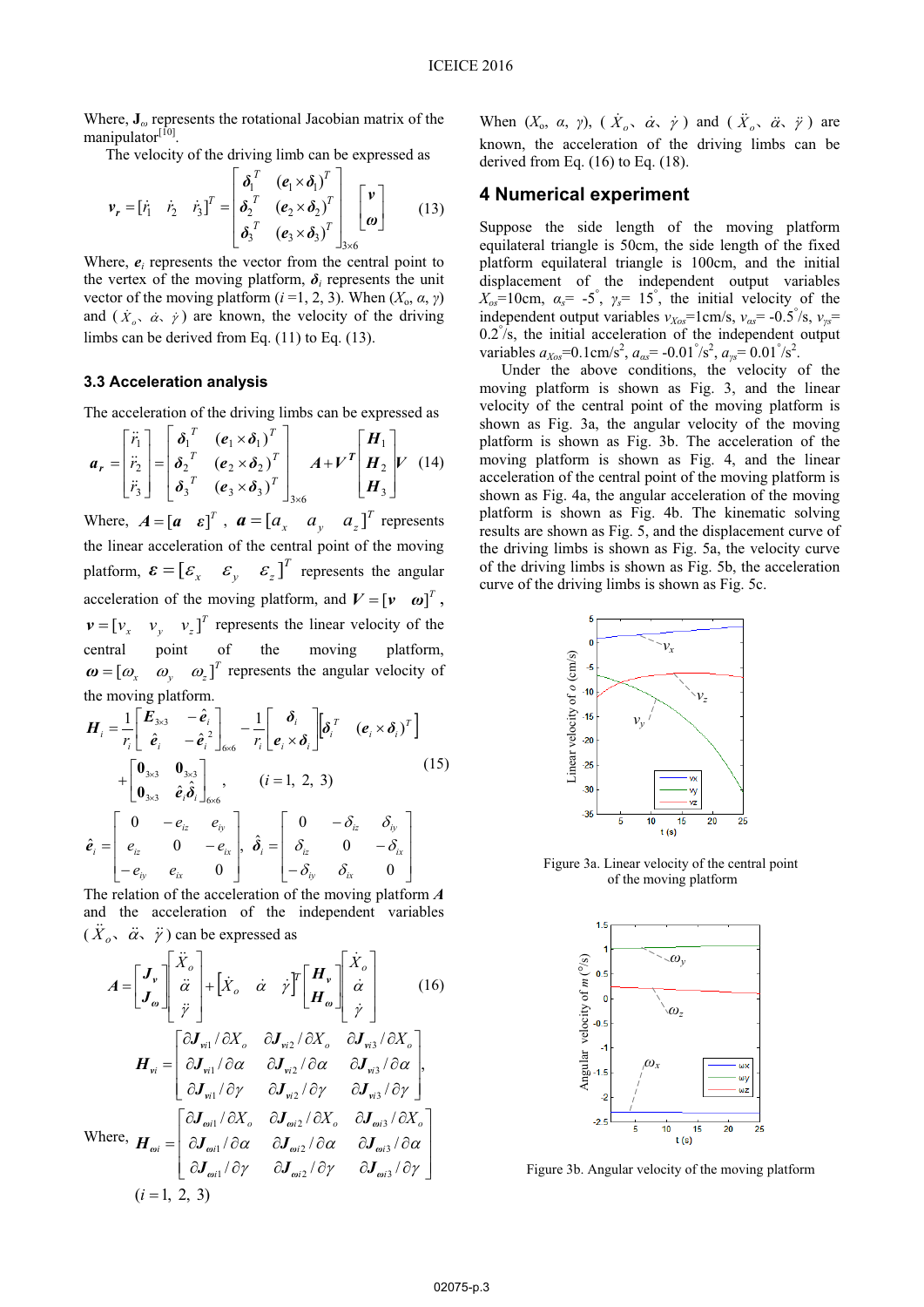Where, $\mathbf{J}_\omega$ represents the rotational Jacobian matrix of the manipulator[10].

The velocity of the driving limb can be expressed as

$$\boldsymbol{v_r} = [\dot{r}_1 \quad \dot{r}_2 \quad \dot{r}_3]^T = \begin{bmatrix} \boldsymbol{\delta}_1^T & (\boldsymbol{e}_1 \times \boldsymbol{\delta}_1)^T \\ \boldsymbol{\delta}_2^T & (\boldsymbol{e}_2 \times \boldsymbol{\delta}_2)^T \\ \boldsymbol{\delta}_3^T & (\boldsymbol{e}_3 \times \boldsymbol{\delta}_3)^T \end{bmatrix}_{3\times 6} \begin{bmatrix} \boldsymbol{v} \\ \boldsymbol{\omega} \end{bmatrix} \tag{13}$$

Where, $\boldsymbol{e}_i$ represents the vector from the central point to the vertex of the moving platform, $\boldsymbol{\delta}_i$ represents the unit vector of the moving platform ($i$ =1, 2, 3). When ($X_o$, $\alpha$, $\gamma$) and ($\dot{X}_o$、$\dot{\alpha}$、$\dot{\gamma}$) are known, the velocity of the driving limbs can be derived from Eq. (11) to Eq. (13).

### 3.3 Acceleration analysis

The acceleration of the driving limbs can be expressed as

$$\boldsymbol{a_r} = \begin{bmatrix} \ddot{r}_1 \\ \ddot{r}_2 \\ \ddot{r}_3 \end{bmatrix} = \begin{bmatrix} \boldsymbol{\delta}_1^T & (\boldsymbol{e}_1 \times \boldsymbol{\delta}_1)^T \\ \boldsymbol{\delta}_2^T & (\boldsymbol{e}_2 \times \boldsymbol{\delta}_2)^T \\ \boldsymbol{\delta}_3^T & (\boldsymbol{e}_3 \times \boldsymbol{\delta}_3)^T \end{bmatrix}_{3\times 6} \boldsymbol{A} + \boldsymbol{V}^T \begin{bmatrix} \boldsymbol{H}_1 \\ \boldsymbol{H}_2 \\ \boldsymbol{H}_3 \end{bmatrix} \boldsymbol{V} \tag{14}$$

Where, $\boldsymbol{A} = [\boldsymbol{a} \quad \boldsymbol{\varepsilon}]^T$, $\boldsymbol{a} = [a_x \quad a_y \quad a_z]^T$ represents the linear acceleration of the central point of the moving platform, $\boldsymbol{\varepsilon} = [\varepsilon_x \quad \varepsilon_y \quad \varepsilon_z]^T$ represents the angular acceleration of the moving platform, and $\boldsymbol{V} = [\boldsymbol{v} \quad \boldsymbol{\omega}]^T$, $\boldsymbol{v} = [v_x \quad v_y \quad v_z]^T$ represents the linear velocity of the central point of the moving platform, $\boldsymbol{\omega} = [\omega_x \quad \omega_y \quad \omega_z]^T$ represents the angular velocity of the moving platform.

$$\boldsymbol{H}_i = \frac{1}{r_i}\begin{bmatrix} \boldsymbol{E}_{3\times 3} & -\hat{\boldsymbol{e}}_i \\ \hat{\boldsymbol{e}}_i & -\hat{\boldsymbol{e}}_i^2 \end{bmatrix}_{6\times 6} - \frac{1}{r_i}\begin{bmatrix} \boldsymbol{\delta}_i \\ \boldsymbol{e}_i \times \boldsymbol{\delta}_i \end{bmatrix}\begin{bmatrix} \boldsymbol{\delta}_i^T & (\boldsymbol{e}_i \times \boldsymbol{\delta}_i)^T \end{bmatrix} + \begin{bmatrix} \boldsymbol{0}_{3\times 3} & \boldsymbol{0}_{3\times 3} \\ \boldsymbol{0}_{3\times 3} & \hat{\boldsymbol{e}}_i \hat{\boldsymbol{\delta}}_i \end{bmatrix}_{6\times 6}, \quad (i = 1,\ 2,\ 3) \tag{15}$$

$$\hat{\boldsymbol{e}}_i = \begin{bmatrix} 0 & -e_{iz} & e_{iy} \\ e_{iz} & 0 & -e_{ix} \\ -e_{iy} & e_{ix} & 0 \end{bmatrix}, \quad \hat{\boldsymbol{\delta}}_i = \begin{bmatrix} 0 & -\delta_{iz} & \delta_{iy} \\ \delta_{iz} & 0 & -\delta_{ix} \\ -\delta_{iy} & \delta_{ix} & 0 \end{bmatrix}$$

The relation of the acceleration of the moving platform $\boldsymbol{A}$ and the acceleration of the independent variables ($\ddot{X}_o$、$\ddot{\alpha}$、$\ddot{\gamma}$) can be expressed as

$$\boldsymbol{A} = \begin{bmatrix} \boldsymbol{J}_v \\ \boldsymbol{J}_\omega \end{bmatrix}\begin{bmatrix} \ddot{X}_o \\ \ddot{\alpha} \\ \ddot{\gamma} \end{bmatrix} + \begin{bmatrix} \dot{X}_o & \dot{\alpha} & \dot{\gamma} \end{bmatrix}^T \begin{bmatrix} \boldsymbol{H}_v \\ \boldsymbol{H}_\omega \end{bmatrix}\begin{bmatrix} \dot{X}_o \\ \dot{\alpha} \\ \dot{\gamma} \end{bmatrix} \tag{16}$$

$$\boldsymbol{H}_{vi} = \begin{bmatrix} \partial \boldsymbol{J}_{vi1}/\partial X_o & \partial \boldsymbol{J}_{vi2}/\partial X_o & \partial \boldsymbol{J}_{vi3}/\partial X_o \\ \partial \boldsymbol{J}_{vi1}/\partial \alpha & \partial \boldsymbol{J}_{vi2}/\partial \alpha & \partial \boldsymbol{J}_{vi3}/\partial \alpha \\ \partial \boldsymbol{J}_{vi1}/\partial \gamma & \partial \boldsymbol{J}_{vi2}/\partial \gamma & \partial \boldsymbol{J}_{vi3}/\partial \gamma \end{bmatrix},$$

Where,

$$\boldsymbol{H}_{\omega i} = \begin{bmatrix} \partial \boldsymbol{J}_{\omega i1}/\partial X_o & \partial \boldsymbol{J}_{\omega i2}/\partial X_o & \partial \boldsymbol{J}_{\omega i3}/\partial X_o \\ \partial \boldsymbol{J}_{\omega i1}/\partial \alpha & \partial \boldsymbol{J}_{\omega i2}/\partial \alpha & \partial \boldsymbol{J}_{\omega i3}/\partial \alpha \\ \partial \boldsymbol{J}_{\omega i1}/\partial \gamma & \partial \boldsymbol{J}_{\omega i2}/\partial \gamma & \partial \boldsymbol{J}_{\omega i3}/\partial \gamma \end{bmatrix}$$

$(i = 1,\ 2,\ 3)$

When ($X_o$, $\alpha$, $\gamma$), ($\dot{X}_o$、$\dot{\alpha}$、$\dot{\gamma}$) and ($\ddot{X}_o$、$\ddot{\alpha}$、$\ddot{\gamma}$) are known, the acceleration of the driving limbs can be derived from Eq. (16) to Eq. (18).

## 4 Numerical experiment

Suppose the side length of the moving platform equilateral triangle is 50cm, the side length of the fixed platform equilateral triangle is 100cm, and the initial displacement of the independent output variables $X_{os}$=10cm, $\alpha_s$= -5°, $\gamma_s$= 15°, the initial velocity of the independent output variables $v_{Xos}$=1cm/s, $v_{\alpha s}$= -0.5°/s, $v_{\gamma s}$= 0.2°/s, the initial acceleration of the independent output variables $a_{Xos}$=0.1cm/s², $a_{\alpha s}$= -0.01°/s², $a_{\gamma s}$= 0.01°/s².

Under the above conditions, the velocity of the moving platform is shown as Fig. 3, and the linear velocity of the central point of the moving platform is shown as Fig. 3a, the angular velocity of the moving platform is shown as Fig. 3b. The acceleration of the moving platform is shown as Fig. 4, and the linear acceleration of the central point of the moving platform is shown as Fig. 4a, the angular acceleration of the moving platform is shown as Fig. 4b. The kinematic solving results are shown as Fig. 5, and the displacement curve of the driving limbs is shown as Fig. 5a, the velocity curve of the driving limbs is shown as Fig. 5b, the acceleration curve of the driving limbs is shown as Fig. 5c.

Figure 3a. Linear velocity of the central point of the moving platform

Figure 3b. Angular velocity of the moving platform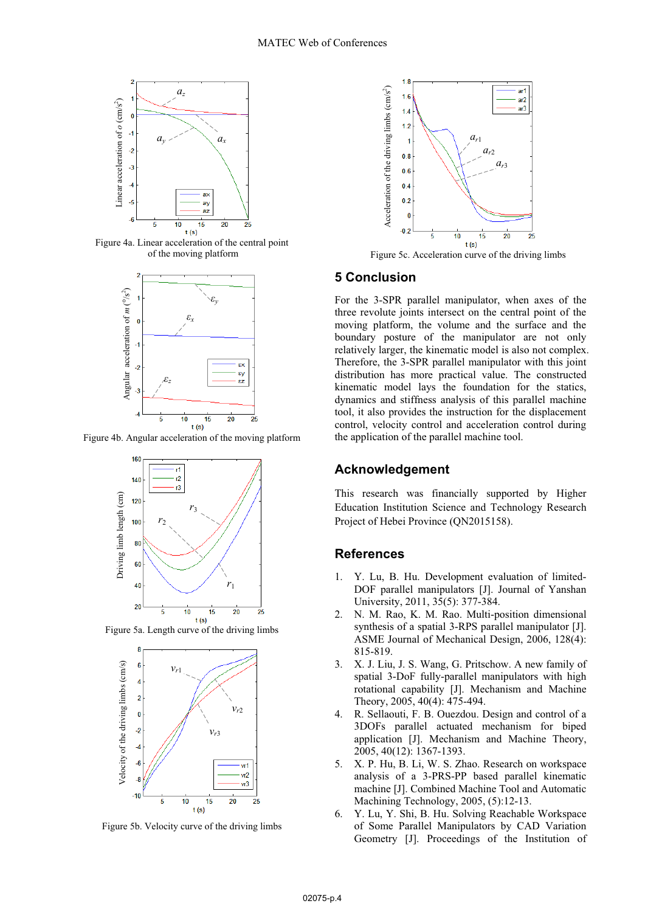Figure 4a. Linear acceleration of the central point of the moving platform

Figure 4b. Angular acceleration of the moving platform

Figure 5a. Length curve of the driving limbs

Figure 5b. Velocity curve of the driving limbs

Figure 5c. Acceleration curve of the driving limbs

## 5 Conclusion

For the 3-SPR parallel manipulator, when axes of the three revolute joints intersect on the central point of the moving platform, the volume and the surface and the boundary posture of the manipulator are not only relatively larger, the kinematic model is also not complex. Therefore, the 3-SPR parallel manipulator with this joint distribution has more practical value. The constructed kinematic model lays the foundation for the statics, dynamics and stiffness analysis of this parallel machine tool, it also provides the instruction for the displacement control, velocity control and acceleration control during the application of the parallel machine tool.

## Acknowledgement

This research was financially supported by Higher Education Institution Science and Technology Research Project of Hebei Province (QN2015158).

## References

1. Y. Lu, B. Hu. Development evaluation of limited-DOF parallel manipulators [J]. Journal of Yanshan University, 2011, 35(5): 377-384.
2. N. M. Rao, K. M. Rao. Multi-position dimensional synthesis of a spatial 3-RPS parallel manipulator [J]. ASME Journal of Mechanical Design, 2006, 128(4): 815-819.
3. X. J. Liu, J. S. Wang, G. Pritschow. A new family of spatial 3-DoF fully-parallel manipulators with high rotational capability [J]. Mechanism and Machine Theory, 2005, 40(4): 475-494.
4. R. Sellaouti, F. B. Ouezdou. Design and control of a 3DOFs parallel actuated mechanism for biped application [J]. Mechanism and Machine Theory, 2005, 40(12): 1367-1393.
5. X. P. Hu, B. Li, W. S. Zhao. Research on workspace analysis of a 3-PRS-PP based parallel kinematic machine [J]. Combined Machine Tool and Automatic Machining Technology, 2005, (5):12-13.
6. Y. Lu, Y. Shi, B. Hu. Solving Reachable Workspace of Some Parallel Manipulators by CAD Variation Geometry [J]. Proceedings of the Institution of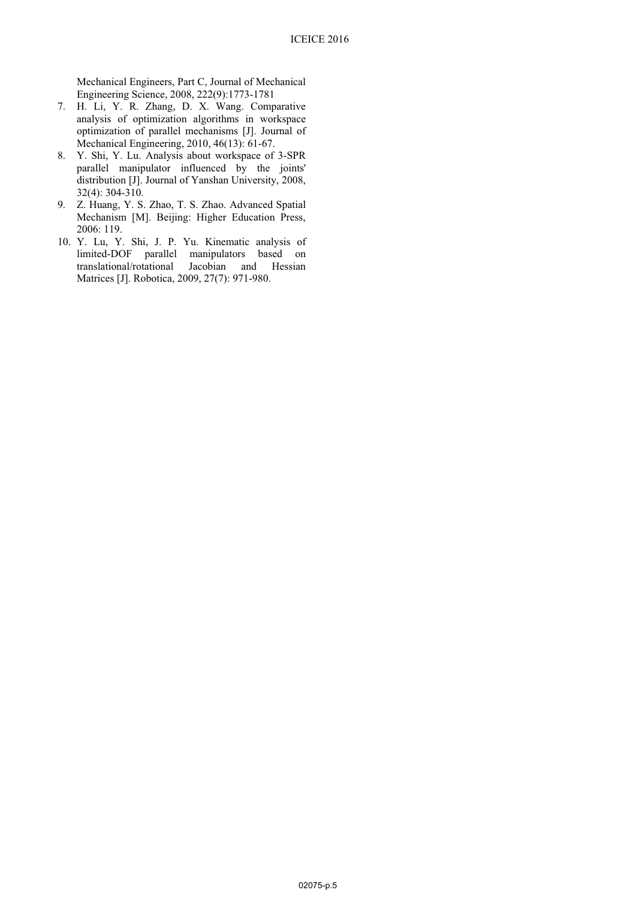Mechanical Engineers, Part C, Journal of Mechanical Engineering Science, 2008, 222(9):1773-1781

7. H. Li, Y. R. Zhang, D. X. Wang. Comparative analysis of optimization algorithms in workspace optimization of parallel mechanisms [J]. Journal of Mechanical Engineering, 2010, 46(13): 61-67.
8. Y. Shi, Y. Lu. Analysis about workspace of 3-SPR parallel manipulator influenced by the joints' distribution [J]. Journal of Yanshan University, 2008, 32(4): 304-310.
9. Z. Huang, Y. S. Zhao, T. S. Zhao. Advanced Spatial Mechanism [M]. Beijing: Higher Education Press, 2006: 119.
10. Y. Lu, Y. Shi, J. P. Yu. Kinematic analysis of limited-DOF parallel manipulators based on translational/rotational Jacobian and Hessian Matrices [J]. Robotica, 2009, 27(7): 971-980.